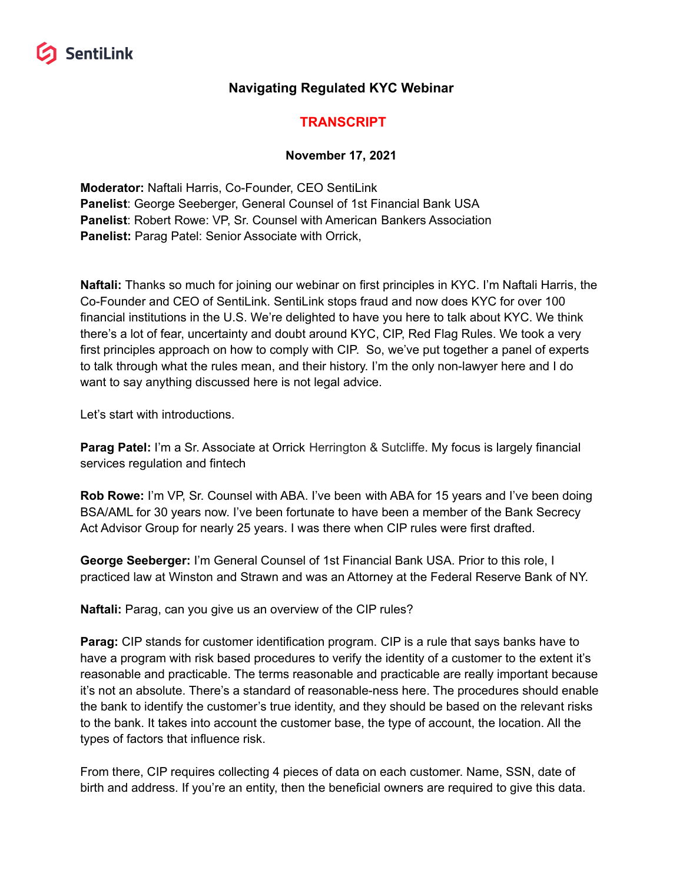SentiLink

# Navigating Regulated KYC Webinar

## TRANSCRIPT

**November 17, 2021**

**Moderator:** Naftali Harris, Co-Founder, CEO SentiLink
**Panelist**: George Seeberger, General Counsel of 1st Financial Bank USA
**Panelist**: Robert Rowe: VP, Sr. Counsel with American Bankers Association
**Panelist:** Parag Patel: Senior Associate with Orrick,

**Naftali:** Thanks so much for joining our webinar on first principles in KYC. I'm Naftali Harris, the Co-Founder and CEO of SentiLink. SentiLink stops fraud and now does KYC for over 100 financial institutions in the U.S. We're delighted to have you here to talk about KYC. We think there's a lot of fear, uncertainty and doubt around KYC, CIP, Red Flag Rules. We took a very first principles approach on how to comply with CIP. So, we've put together a panel of experts to talk through what the rules mean, and their history. I'm the only non-lawyer here and I do want to say anything discussed here is not legal advice.

Let's start with introductions.

**Parag Patel:** I'm a Sr. Associate at Orrick Herrington & Sutcliffe. My focus is largely financial services regulation and fintech

**Rob Rowe:** I'm VP, Sr. Counsel with ABA. I've been with ABA for 15 years and I've been doing BSA/AML for 30 years now. I've been fortunate to have been a member of the Bank Secrecy Act Advisor Group for nearly 25 years. I was there when CIP rules were first drafted.

**George Seeberger:** I'm General Counsel of 1st Financial Bank USA. Prior to this role, I practiced law at Winston and Strawn and was an Attorney at the Federal Reserve Bank of NY.

**Naftali:** Parag, can you give us an overview of the CIP rules?

**Parag:** CIP stands for customer identification program. CIP is a rule that says banks have to have a program with risk based procedures to verify the identity of a customer to the extent it's reasonable and practicable. The terms reasonable and practicable are really important because it's not an absolute. There's a standard of reasonable-ness here. The procedures should enable the bank to identify the customer's true identity, and they should be based on the relevant risks to the bank. It takes into account the customer base, the type of account, the location. All the types of factors that influence risk.

From there, CIP requires collecting 4 pieces of data on each customer. Name, SSN, date of birth and address. If you're an entity, then the beneficial owners are required to give this data.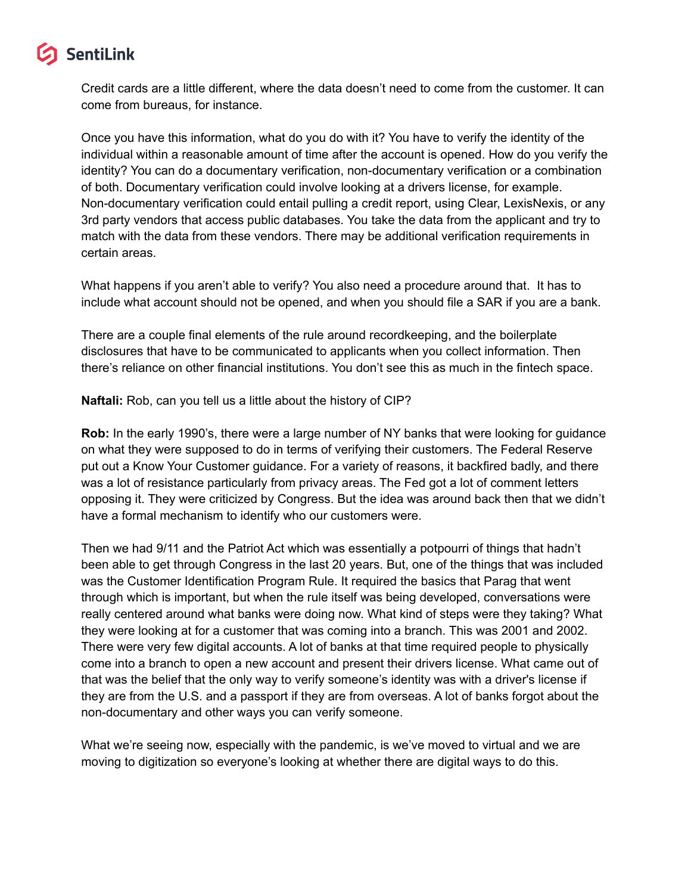Credit cards are a little different, where the data doesn't need to come from the customer. It can come from bureaus, for instance.

Once you have this information, what do you do with it? You have to verify the identity of the individual within a reasonable amount of time after the account is opened. How do you verify the identity? You can do a documentary verification, non-documentary verification or a combination of both. Documentary verification could involve looking at a drivers license, for example. Non-documentary verification could entail pulling a credit report, using Clear, LexisNexis, or any 3rd party vendors that access public databases. You take the data from the applicant and try to match with the data from these vendors. There may be additional verification requirements in certain areas.

What happens if you aren't able to verify? You also need a procedure around that. It has to include what account should not be opened, and when you should file a SAR if you are a bank.

There are a couple final elements of the rule around recordkeeping, and the boilerplate disclosures that have to be communicated to applicants when you collect information. Then there's reliance on other financial institutions. You don't see this as much in the fintech space.

**Naftali:** Rob, can you tell us a little about the history of CIP?

**Rob:** In the early 1990's, there were a large number of NY banks that were looking for guidance on what they were supposed to do in terms of verifying their customers. The Federal Reserve put out a Know Your Customer guidance. For a variety of reasons, it backfired badly, and there was a lot of resistance particularly from privacy areas. The Fed got a lot of comment letters opposing it. They were criticized by Congress. But the idea was around back then that we didn't have a formal mechanism to identify who our customers were.

Then we had 9/11 and the Patriot Act which was essentially a potpourri of things that hadn't been able to get through Congress in the last 20 years. But, one of the things that was included was the Customer Identification Program Rule. It required the basics that Parag that went through which is important, but when the rule itself was being developed, conversations were really centered around what banks were doing now. What kind of steps were they taking? What they were looking at for a customer that was coming into a branch. This was 2001 and 2002. There were very few digital accounts. A lot of banks at that time required people to physically come into a branch to open a new account and present their drivers license. What came out of that was the belief that the only way to verify someone's identity was with a driver's license if they are from the U.S. and a passport if they are from overseas. A lot of banks forgot about the non-documentary and other ways you can verify someone.

What we're seeing now, especially with the pandemic, is we've moved to virtual and we are moving to digitization so everyone's looking at whether there are digital ways to do this.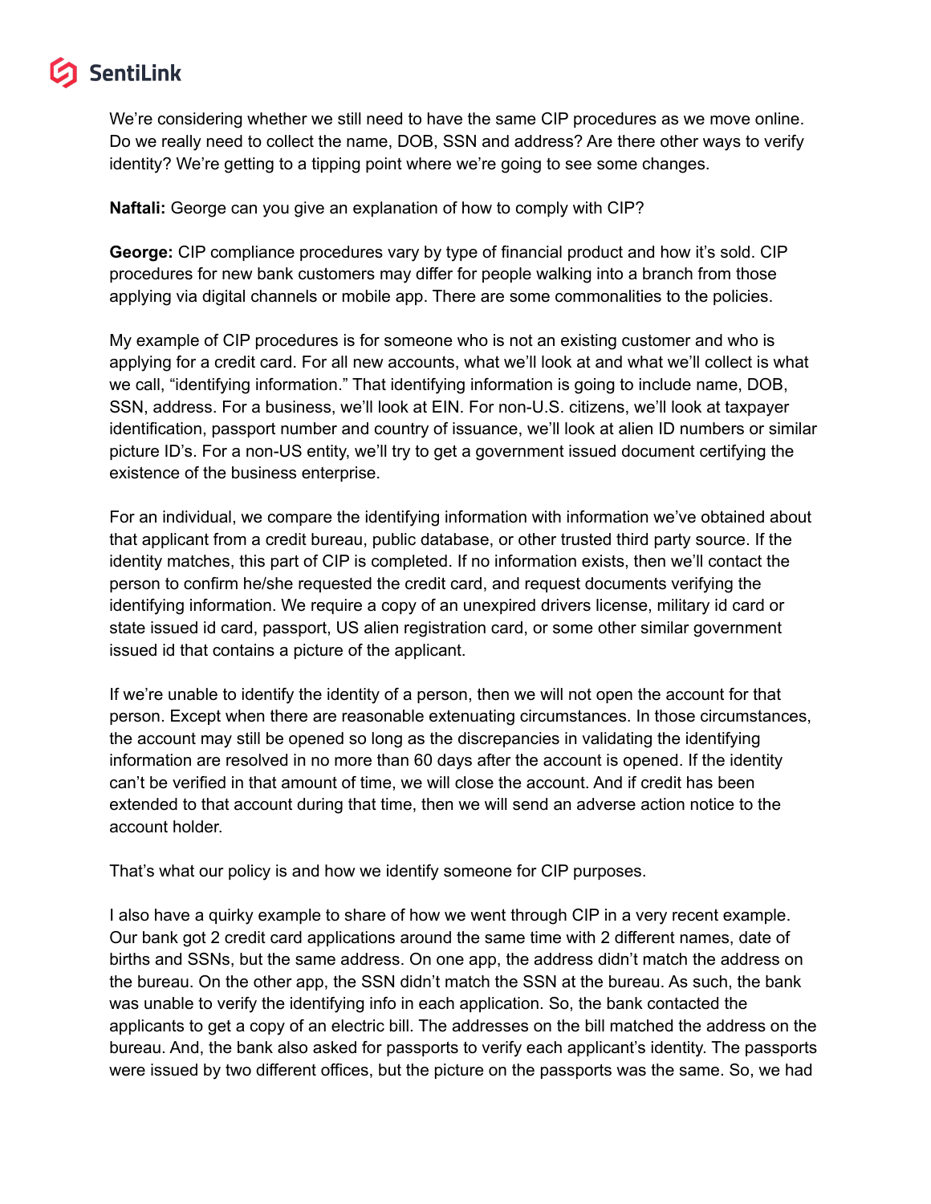We're considering whether we still need to have the same CIP procedures as we move online. Do we really need to collect the name, DOB, SSN and address? Are there other ways to verify identity? We're getting to a tipping point where we're going to see some changes.

**Naftali:** George can you give an explanation of how to comply with CIP?

**George:** CIP compliance procedures vary by type of financial product and how it's sold. CIP procedures for new bank customers may differ for people walking into a branch from those applying via digital channels or mobile app. There are some commonalities to the policies.

My example of CIP procedures is for someone who is not an existing customer and who is applying for a credit card. For all new accounts, what we'll look at and what we'll collect is what we call, "identifying information." That identifying information is going to include name, DOB, SSN, address. For a business, we'll look at EIN. For non-U.S. citizens, we'll look at taxpayer identification, passport number and country of issuance, we'll look at alien ID numbers or similar picture ID's. For a non-US entity, we'll try to get a government issued document certifying the existence of the business enterprise.

For an individual, we compare the identifying information with information we've obtained about that applicant from a credit bureau, public database, or other trusted third party source. If the identity matches, this part of CIP is completed. If no information exists, then we'll contact the person to confirm he/she requested the credit card, and request documents verifying the identifying information. We require a copy of an unexpired drivers license, military id card or state issued id card, passport, US alien registration card, or some other similar government issued id that contains a picture of the applicant.

If we're unable to identify the identity of a person, then we will not open the account for that person. Except when there are reasonable extenuating circumstances. In those circumstances, the account may still be opened so long as the discrepancies in validating the identifying information are resolved in no more than 60 days after the account is opened. If the identity can't be verified in that amount of time, we will close the account. And if credit has been extended to that account during that time, then we will send an adverse action notice to the account holder.

That's what our policy is and how we identify someone for CIP purposes.

I also have a quirky example to share of how we went through CIP in a very recent example. Our bank got 2 credit card applications around the same time with 2 different names, date of births and SSNs, but the same address. On one app, the address didn't match the address on the bureau. On the other app, the SSN didn't match the SSN at the bureau. As such, the bank was unable to verify the identifying info in each application. So, the bank contacted the applicants to get a copy of an electric bill. The addresses on the bill matched the address on the bureau. And, the bank also asked for passports to verify each applicant's identity. The passports were issued by two different offices, but the picture on the passports was the same. So, we had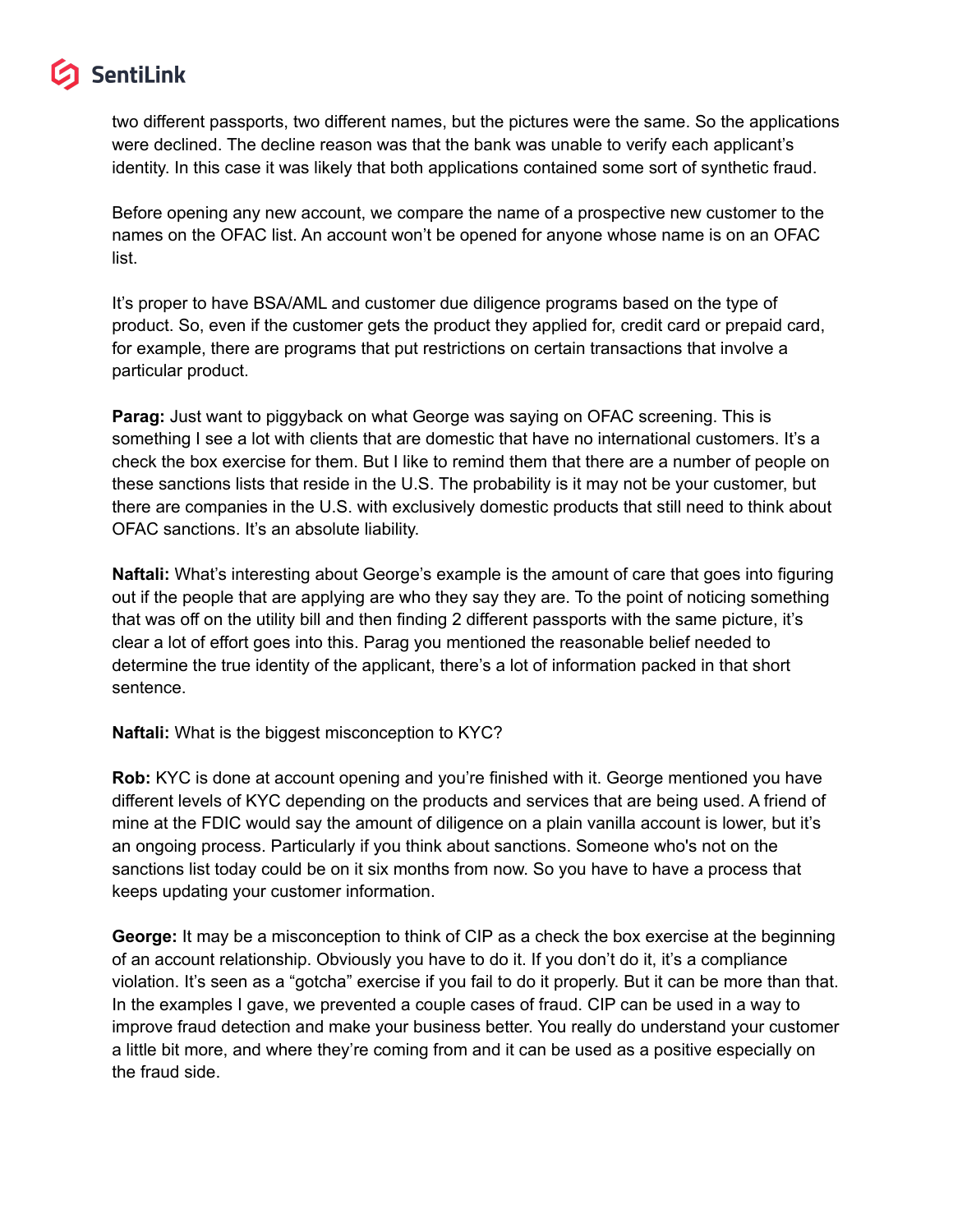two different passports, two different names, but the pictures were the same. So the applications were declined. The decline reason was that the bank was unable to verify each applicant's identity. In this case it was likely that both applications contained some sort of synthetic fraud.

Before opening any new account, we compare the name of a prospective new customer to the names on the OFAC list. An account won't be opened for anyone whose name is on an OFAC list.

It's proper to have BSA/AML and customer due diligence programs based on the type of product. So, even if the customer gets the product they applied for, credit card or prepaid card, for example, there are programs that put restrictions on certain transactions that involve a particular product.

**Parag:** Just want to piggyback on what George was saying on OFAC screening. This is something I see a lot with clients that are domestic that have no international customers. It's a check the box exercise for them. But I like to remind them that there are a number of people on these sanctions lists that reside in the U.S. The probability is it may not be your customer, but there are companies in the U.S. with exclusively domestic products that still need to think about OFAC sanctions. It's an absolute liability.

**Naftali:** What's interesting about George's example is the amount of care that goes into figuring out if the people that are applying are who they say they are. To the point of noticing something that was off on the utility bill and then finding 2 different passports with the same picture, it's clear a lot of effort goes into this. Parag you mentioned the reasonable belief needed to determine the true identity of the applicant, there's a lot of information packed in that short sentence.

**Naftali:** What is the biggest misconception to KYC?

**Rob:** KYC is done at account opening and you're finished with it. George mentioned you have different levels of KYC depending on the products and services that are being used. A friend of mine at the FDIC would say the amount of diligence on a plain vanilla account is lower, but it's an ongoing process. Particularly if you think about sanctions. Someone who's not on the sanctions list today could be on it six months from now. So you have to have a process that keeps updating your customer information.

**George:** It may be a misconception to think of CIP as a check the box exercise at the beginning of an account relationship. Obviously you have to do it. If you don't do it, it's a compliance violation. It's seen as a "gotcha" exercise if you fail to do it properly. But it can be more than that. In the examples I gave, we prevented a couple cases of fraud. CIP can be used in a way to improve fraud detection and make your business better. You really do understand your customer a little bit more, and where they're coming from and it can be used as a positive especially on the fraud side.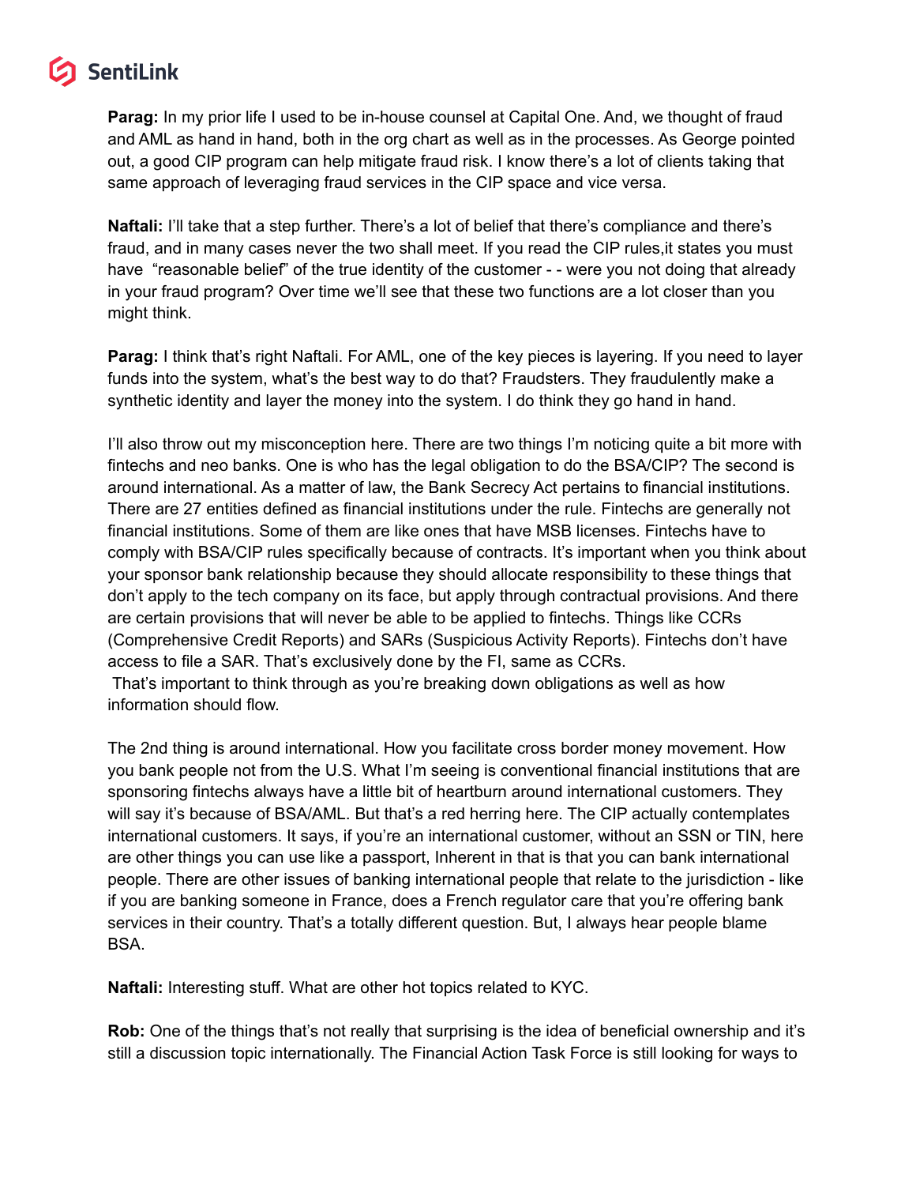**Parag:** In my prior life I used to be in-house counsel at Capital One. And, we thought of fraud and AML as hand in hand, both in the org chart as well as in the processes. As George pointed out, a good CIP program can help mitigate fraud risk. I know there's a lot of clients taking that same approach of leveraging fraud services in the CIP space and vice versa.

**Naftali:** I'll take that a step further. There's a lot of belief that there's compliance and there's fraud, and in many cases never the two shall meet. If you read the CIP rules,it states you must have "reasonable belief" of the true identity of the customer - - were you not doing that already in your fraud program? Over time we'll see that these two functions are a lot closer than you might think.

**Parag:** I think that's right Naftali. For AML, one of the key pieces is layering. If you need to layer funds into the system, what's the best way to do that? Fraudsters. They fraudulently make a synthetic identity and layer the money into the system. I do think they go hand in hand.

I'll also throw out my misconception here. There are two things I'm noticing quite a bit more with fintechs and neo banks. One is who has the legal obligation to do the BSA/CIP? The second is around international. As a matter of law, the Bank Secrecy Act pertains to financial institutions. There are 27 entities defined as financial institutions under the rule. Fintechs are generally not financial institutions. Some of them are like ones that have MSB licenses. Fintechs have to comply with BSA/CIP rules specifically because of contracts. It's important when you think about your sponsor bank relationship because they should allocate responsibility to these things that don't apply to the tech company on its face, but apply through contractual provisions. And there are certain provisions that will never be able to be applied to fintechs. Things like CCRs (Comprehensive Credit Reports) and SARs (Suspicious Activity Reports). Fintechs don't have access to file a SAR. That's exclusively done by the FI, same as CCRs.
That's important to think through as you're breaking down obligations as well as how information should flow.

The 2nd thing is around international. How you facilitate cross border money movement. How you bank people not from the U.S. What I'm seeing is conventional financial institutions that are sponsoring fintechs always have a little bit of heartburn around international customers. They will say it's because of BSA/AML. But that's a red herring here. The CIP actually contemplates international customers. It says, if you're an international customer, without an SSN or TIN, here are other things you can use like a passport, Inherent in that is that you can bank international people. There are other issues of banking international people that relate to the jurisdiction - like if you are banking someone in France, does a French regulator care that you're offering bank services in their country. That's a totally different question. But, I always hear people blame BSA.

**Naftali:** Interesting stuff. What are other hot topics related to KYC.

**Rob:** One of the things that's not really that surprising is the idea of beneficial ownership and it's still a discussion topic internationally. The Financial Action Task Force is still looking for ways to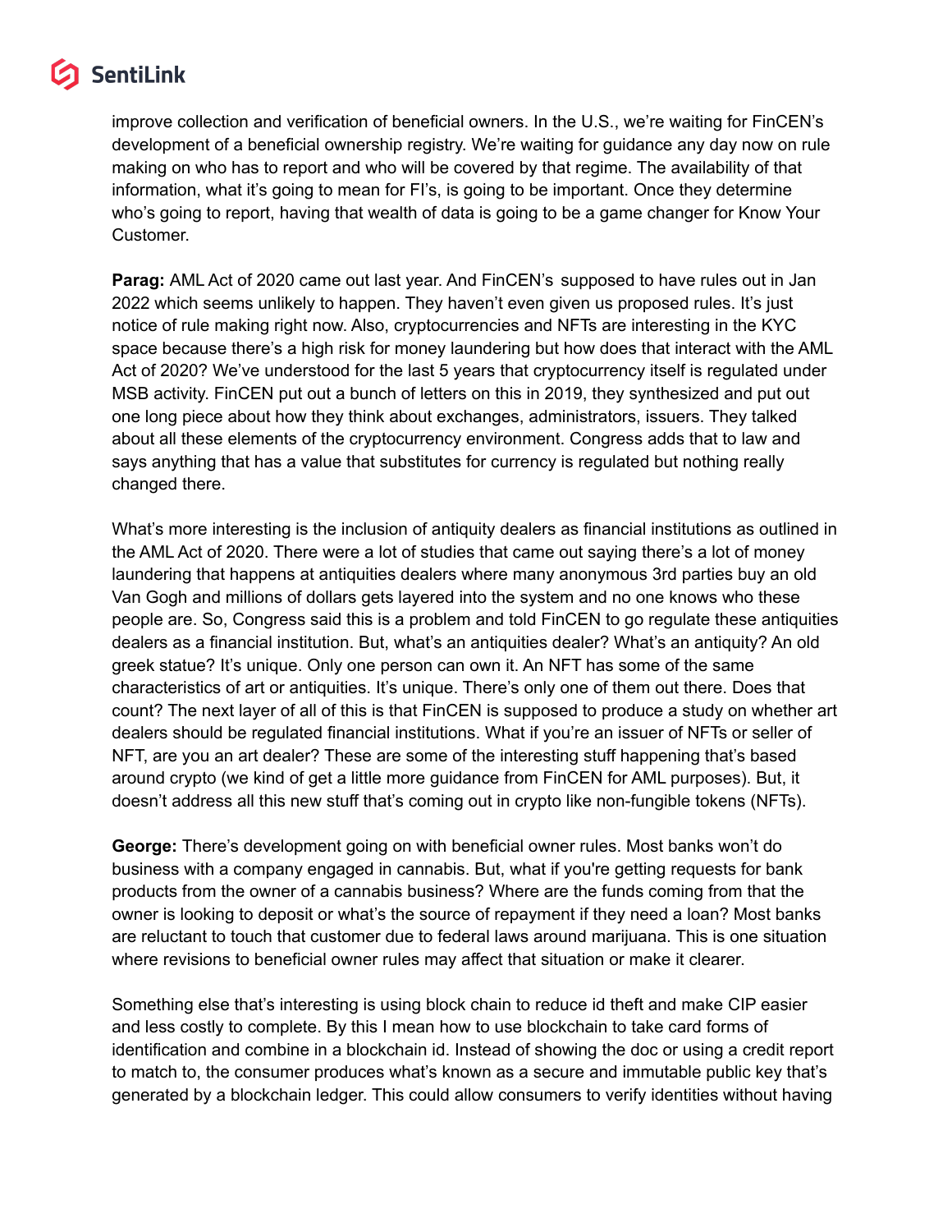improve collection and verification of beneficial owners. In the U.S., we're waiting for FinCEN's development of a beneficial ownership registry. We're waiting for guidance any day now on rule making on who has to report and who will be covered by that regime. The availability of that information, what it's going to mean for FI's, is going to be important. Once they determine who's going to report, having that wealth of data is going to be a game changer for Know Your Customer.

**Parag:** AML Act of 2020 came out last year. And FinCEN's supposed to have rules out in Jan 2022 which seems unlikely to happen. They haven't even given us proposed rules. It's just notice of rule making right now. Also, cryptocurrencies and NFTs are interesting in the KYC space because there's a high risk for money laundering but how does that interact with the AML Act of 2020? We've understood for the last 5 years that cryptocurrency itself is regulated under MSB activity. FinCEN put out a bunch of letters on this in 2019, they synthesized and put out one long piece about how they think about exchanges, administrators, issuers. They talked about all these elements of the cryptocurrency environment. Congress adds that to law and says anything that has a value that substitutes for currency is regulated but nothing really changed there.

What's more interesting is the inclusion of antiquity dealers as financial institutions as outlined in the AML Act of 2020. There were a lot of studies that came out saying there's a lot of money laundering that happens at antiquities dealers where many anonymous 3rd parties buy an old Van Gogh and millions of dollars gets layered into the system and no one knows who these people are. So, Congress said this is a problem and told FinCEN to go regulate these antiquities dealers as a financial institution. But, what's an antiquities dealer? What's an antiquity? An old greek statue? It's unique. Only one person can own it. An NFT has some of the same characteristics of art or antiquities. It's unique. There's only one of them out there. Does that count? The next layer of all of this is that FinCEN is supposed to produce a study on whether art dealers should be regulated financial institutions. What if you're an issuer of NFTs or seller of NFT, are you an art dealer? These are some of the interesting stuff happening that's based around crypto (we kind of get a little more guidance from FinCEN for AML purposes). But, it doesn't address all this new stuff that's coming out in crypto like non-fungible tokens (NFTs).

**George:** There's development going on with beneficial owner rules. Most banks won't do business with a company engaged in cannabis. But, what if you're getting requests for bank products from the owner of a cannabis business? Where are the funds coming from that the owner is looking to deposit or what's the source of repayment if they need a loan? Most banks are reluctant to touch that customer due to federal laws around marijuana. This is one situation where revisions to beneficial owner rules may affect that situation or make it clearer.

Something else that's interesting is using block chain to reduce id theft and make CIP easier and less costly to complete. By this I mean how to use blockchain to take card forms of identification and combine in a blockchain id. Instead of showing the doc or using a credit report to match to, the consumer produces what's known as a secure and immutable public key that's generated by a blockchain ledger. This could allow consumers to verify identities without having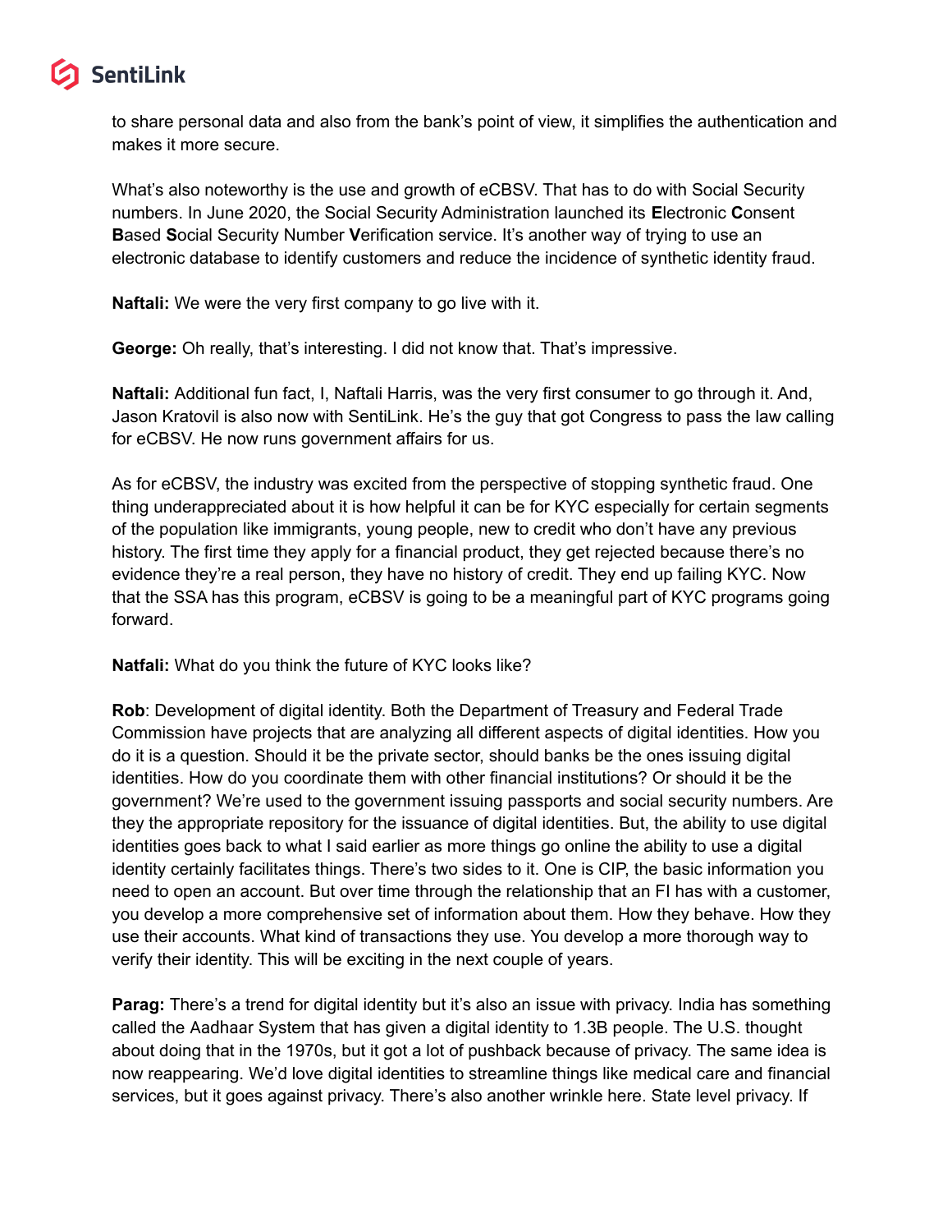to share personal data and also from the bank's point of view, it simplifies the authentication and makes it more secure.

What's also noteworthy is the use and growth of eCBSV. That has to do with Social Security numbers. In June 2020, the Social Security Administration launched its **E**lectronic **C**onsent **B**ased **S**ocial Security Number **V**erification service. It's another way of trying to use an electronic database to identify customers and reduce the incidence of synthetic identity fraud.

**Naftali:** We were the very first company to go live with it.

**George:** Oh really, that's interesting. I did not know that. That's impressive.

**Naftali:** Additional fun fact, I, Naftali Harris, was the very first consumer to go through it. And, Jason Kratovil is also now with SentiLink. He's the guy that got Congress to pass the law calling for eCBSV. He now runs government affairs for us.

As for eCBSV, the industry was excited from the perspective of stopping synthetic fraud. One thing underappreciated about it is how helpful it can be for KYC especially for certain segments of the population like immigrants, young people, new to credit who don't have any previous history. The first time they apply for a financial product, they get rejected because there's no evidence they're a real person, they have no history of credit. They end up failing KYC. Now that the SSA has this program, eCBSV is going to be a meaningful part of KYC programs going forward.

**Natfali:** What do you think the future of KYC looks like?

**Rob**: Development of digital identity. Both the Department of Treasury and Federal Trade Commission have projects that are analyzing all different aspects of digital identities. How you do it is a question. Should it be the private sector, should banks be the ones issuing digital identities. How do you coordinate them with other financial institutions? Or should it be the government? We're used to the government issuing passports and social security numbers. Are they the appropriate repository for the issuance of digital identities. But, the ability to use digital identities goes back to what I said earlier as more things go online the ability to use a digital identity certainly facilitates things. There's two sides to it. One is CIP, the basic information you need to open an account. But over time through the relationship that an FI has with a customer, you develop a more comprehensive set of information about them. How they behave. How they use their accounts. What kind of transactions they use. You develop a more thorough way to verify their identity. This will be exciting in the next couple of years.

**Parag:** There's a trend for digital identity but it's also an issue with privacy. India has something called the Aadhaar System that has given a digital identity to 1.3B people. The U.S. thought about doing that in the 1970s, but it got a lot of pushback because of privacy. The same idea is now reappearing. We'd love digital identities to streamline things like medical care and financial services, but it goes against privacy. There's also another wrinkle here. State level privacy. If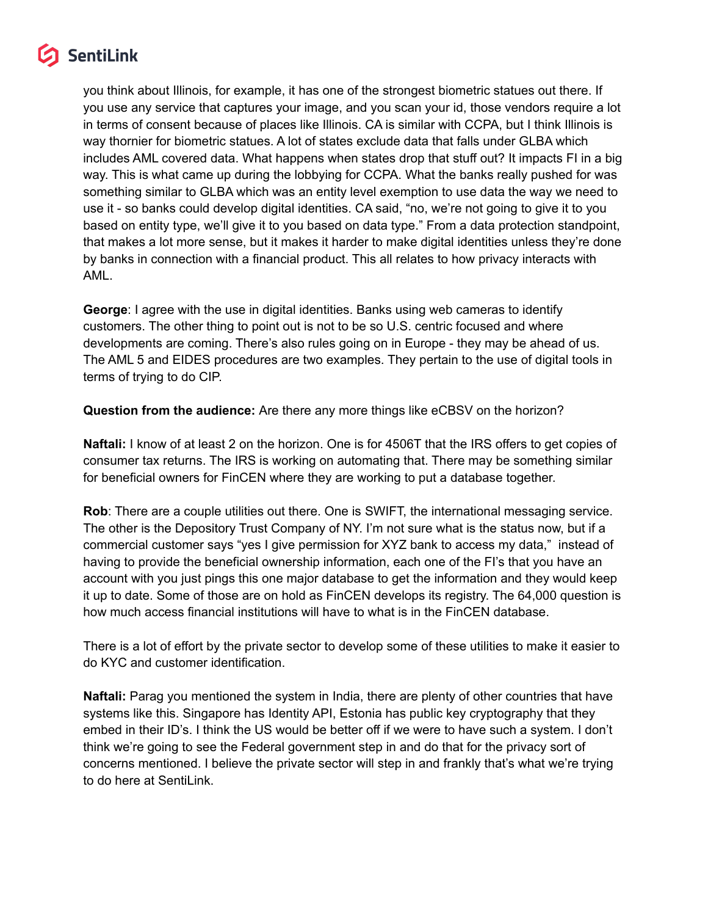you think about Illinois, for example, it has one of the strongest biometric statues out there. If you use any service that captures your image, and you scan your id, those vendors require a lot in terms of consent because of places like Illinois. CA is similar with CCPA, but I think Illinois is way thornier for biometric statues. A lot of states exclude data that falls under GLBA which includes AML covered data. What happens when states drop that stuff out? It impacts FI in a big way. This is what came up during the lobbying for CCPA. What the banks really pushed for was something similar to GLBA which was an entity level exemption to use data the way we need to use it - so banks could develop digital identities. CA said, “no, we’re not going to give it to you based on entity type, we’ll give it to you based on data type.” From a data protection standpoint, that makes a lot more sense, but it makes it harder to make digital identities unless they’re done by banks in connection with a financial product. This all relates to how privacy interacts with AML.

**George**: I agree with the use in digital identities. Banks using web cameras to identify customers. The other thing to point out is not to be so U.S. centric focused and where developments are coming. There’s also rules going on in Europe - they may be ahead of us. The AML 5 and EIDES procedures are two examples. They pertain to the use of digital tools in terms of trying to do CIP.

**Question from the audience:** Are there any more things like eCBSV on the horizon?

**Naftali:** I know of at least 2 on the horizon. One is for 4506T that the IRS offers to get copies of consumer tax returns. The IRS is working on automating that. There may be something similar for beneficial owners for FinCEN where they are working to put a database together.

**Rob**: There are a couple utilities out there. One is SWIFT, the international messaging service. The other is the Depository Trust Company of NY. I’m not sure what is the status now, but if a commercial customer says “yes I give permission for XYZ bank to access my data,” instead of having to provide the beneficial ownership information, each one of the FI’s that you have an account with you just pings this one major database to get the information and they would keep it up to date. Some of those are on hold as FinCEN develops its registry. The 64,000 question is how much access financial institutions will have to what is in the FinCEN database.

There is a lot of effort by the private sector to develop some of these utilities to make it easier to do KYC and customer identification.

**Naftali:** Parag you mentioned the system in India, there are plenty of other countries that have systems like this. Singapore has Identity API, Estonia has public key cryptography that they embed in their ID’s. I think the US would be better off if we were to have such a system. I don’t think we’re going to see the Federal government step in and do that for the privacy sort of concerns mentioned. I believe the private sector will step in and frankly that’s what we’re trying to do here at SentiLink.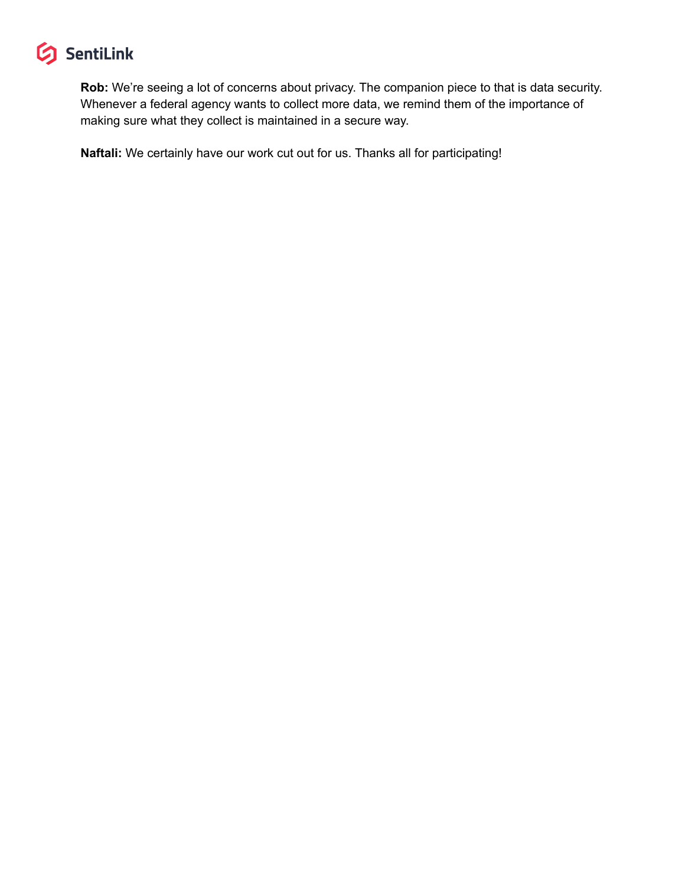**Rob:** We're seeing a lot of concerns about privacy. The companion piece to that is data security. Whenever a federal agency wants to collect more data, we remind them of the importance of making sure what they collect is maintained in a secure way.

**Naftali:** We certainly have our work cut out for us. Thanks all for participating!